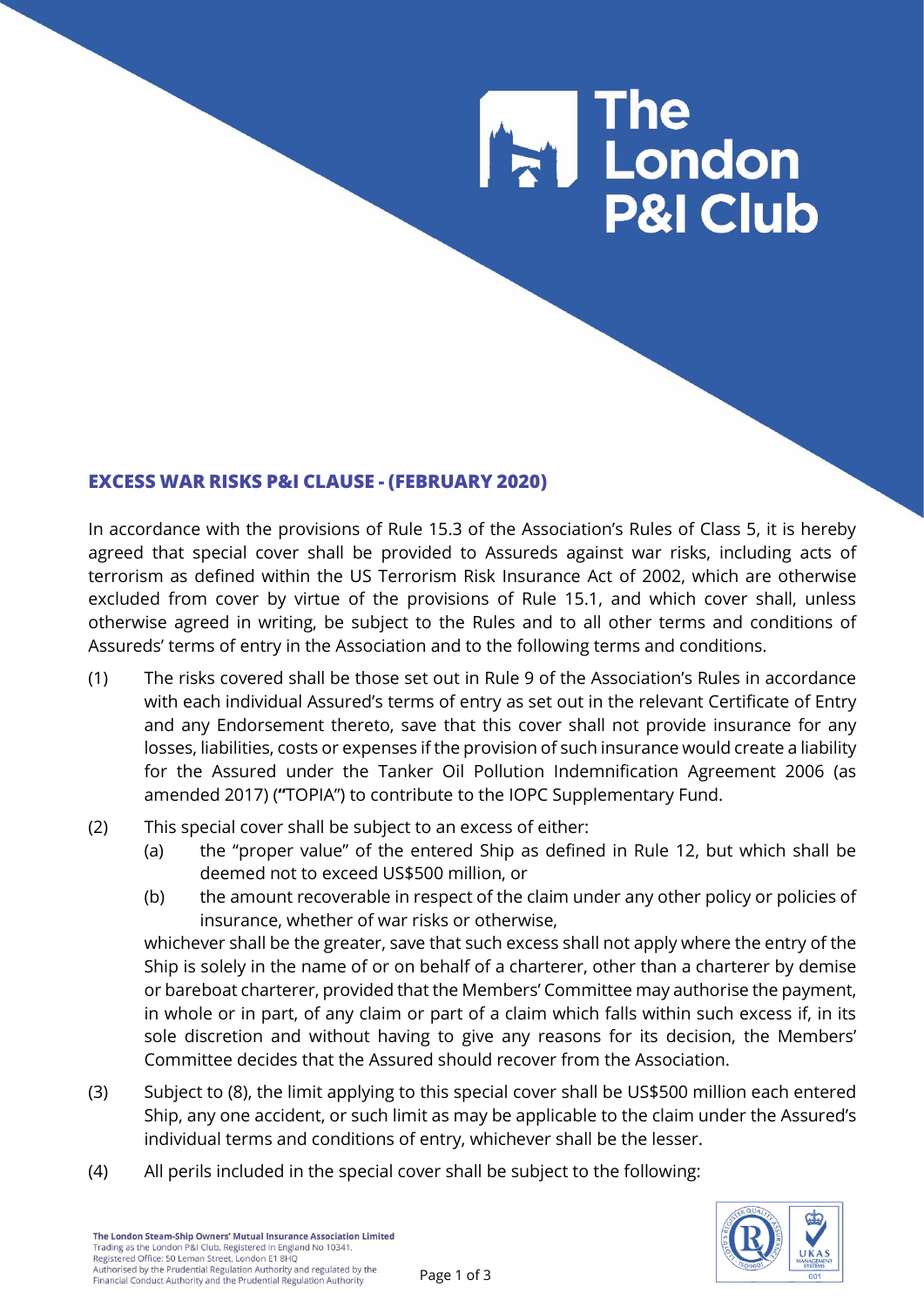## EXCESS WAR RISKS P&I CLAUSE - (FEBRUARY 2020)

In accordance with the provisions of Rule 15.3 of the Association's Rules of Class 5, it is hereby agreed that special cover shall be provided to Assureds against war risks, including acts of terrorism as defined within the US Terrorism Risk Insurance Act of 2002, which are otherwise excluded from cover by virtue of the provisions of Rule 15.1, and which cover shall, unless otherwise agreed in writing, be subject to the Rules and to all other terms and conditions of Assureds' terms of entry in the Association and to the following terms and conditions.

(1) The risks covered shall be those set out in Rule 9 of the Association's Rules in accordance with each individual Assured's terms of entry as set out in the relevant Certificate of Entry and any Endorsement thereto, save that this cover shall not provide insurance for any losses, liabilities, costs or expenses if the provision of such insurance would create a liability for the Assured under the Tanker Oil Pollution Indemnification Agreement 2006 (as amended 2017) ("TOPIA") to contribute to the IOPC Supplementary Fund.

(2) This special cover shall be subject to an excess of either:

   (a) the "proper value" of the entered Ship as defined in Rule 12, but which shall be deemed not to exceed US$500 million, or

   (b) the amount recoverable in respect of the claim under any other policy or policies of insurance, whether of war risks or otherwise,

   whichever shall be the greater, save that such excess shall not apply where the entry of the Ship is solely in the name of or on behalf of a charterer, other than a charterer by demise or bareboat charterer, provided that the Members' Committee may authorise the payment, in whole or in part, of any claim or part of a claim which falls within such excess if, in its sole discretion and without having to give any reasons for its decision, the Members' Committee decides that the Assured should recover from the Association.

(3) Subject to (8), the limit applying to this special cover shall be US$500 million each entered Ship, any one accident, or such limit as may be applicable to the claim under the Assured's individual terms and conditions of entry, whichever shall be the lesser.

(4) All perils included in the special cover shall be subject to the following: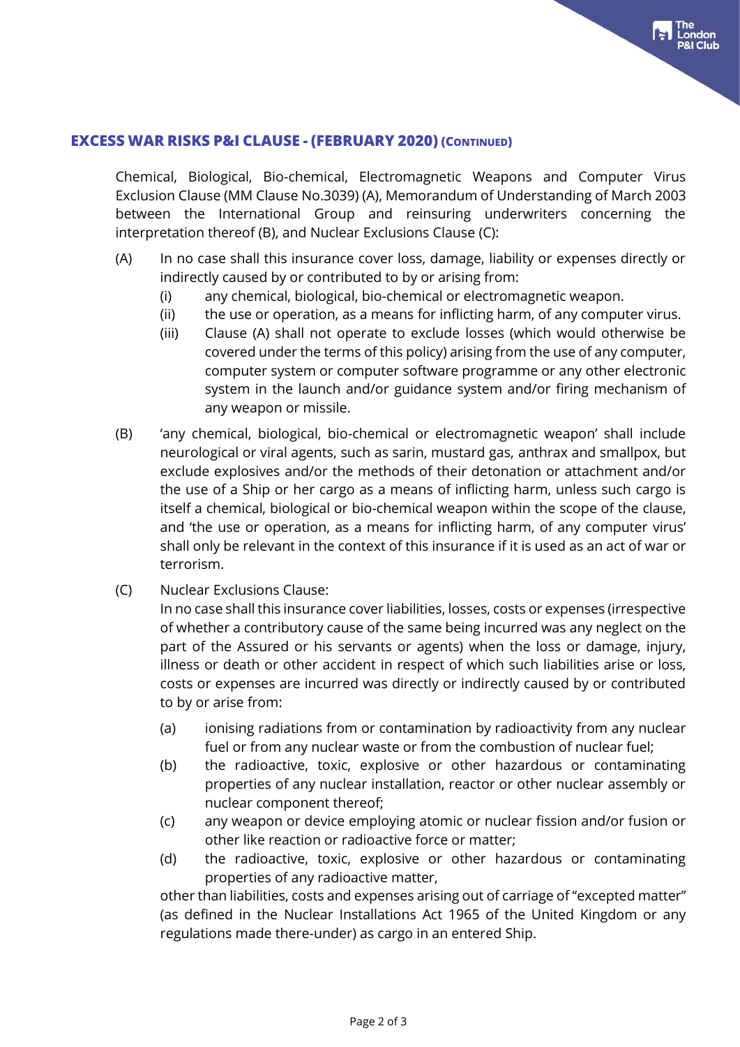## EXCESS WAR RISKS P&I CLAUSE - (FEBRUARY 2020) (CONTINUED)

Chemical, Biological, Bio-chemical, Electromagnetic Weapons and Computer Virus Exclusion Clause (MM Clause No.3039) (A), Memorandum of Understanding of March 2003 between the International Group and reinsuring underwriters concerning the interpretation thereof (B), and Nuclear Exclusions Clause (C):

(A) In no case shall this insurance cover loss, damage, liability or expenses directly or indirectly caused by or contributed to by or arising from:

- (i) any chemical, biological, bio-chemical or electromagnetic weapon.
- (ii) the use or operation, as a means for inflicting harm, of any computer virus.
- (iii) Clause (A) shall not operate to exclude losses (which would otherwise be covered under the terms of this policy) arising from the use of any computer, computer system or computer software programme or any other electronic system in the launch and/or guidance system and/or firing mechanism of any weapon or missile.

(B) 'any chemical, biological, bio-chemical or electromagnetic weapon' shall include neurological or viral agents, such as sarin, mustard gas, anthrax and smallpox, but exclude explosives and/or the methods of their detonation or attachment and/or the use of a Ship or her cargo as a means of inflicting harm, unless such cargo is itself a chemical, biological or bio-chemical weapon within the scope of the clause, and 'the use or operation, as a means for inflicting harm, of any computer virus' shall only be relevant in the context of this insurance if it is used as an act of war or terrorism.

(C) Nuclear Exclusions Clause:
In no case shall this insurance cover liabilities, losses, costs or expenses (irrespective of whether a contributory cause of the same being incurred was any neglect on the part of the Assured or his servants or agents) when the loss or damage, injury, illness or death or other accident in respect of which such liabilities arise or loss, costs or expenses are incurred was directly or indirectly caused by or contributed to by or arise from:

- (a) ionising radiations from or contamination by radioactivity from any nuclear fuel or from any nuclear waste or from the combustion of nuclear fuel;
- (b) the radioactive, toxic, explosive or other hazardous or contaminating properties of any nuclear installation, reactor or other nuclear assembly or nuclear component thereof;
- (c) any weapon or device employing atomic or nuclear fission and/or fusion or other like reaction or radioactive force or matter;
- (d) the radioactive, toxic, explosive or other hazardous or contaminating properties of any radioactive matter,

other than liabilities, costs and expenses arising out of carriage of "excepted matter" (as defined in the Nuclear Installations Act 1965 of the United Kingdom or any regulations made there-under) as cargo in an entered Ship.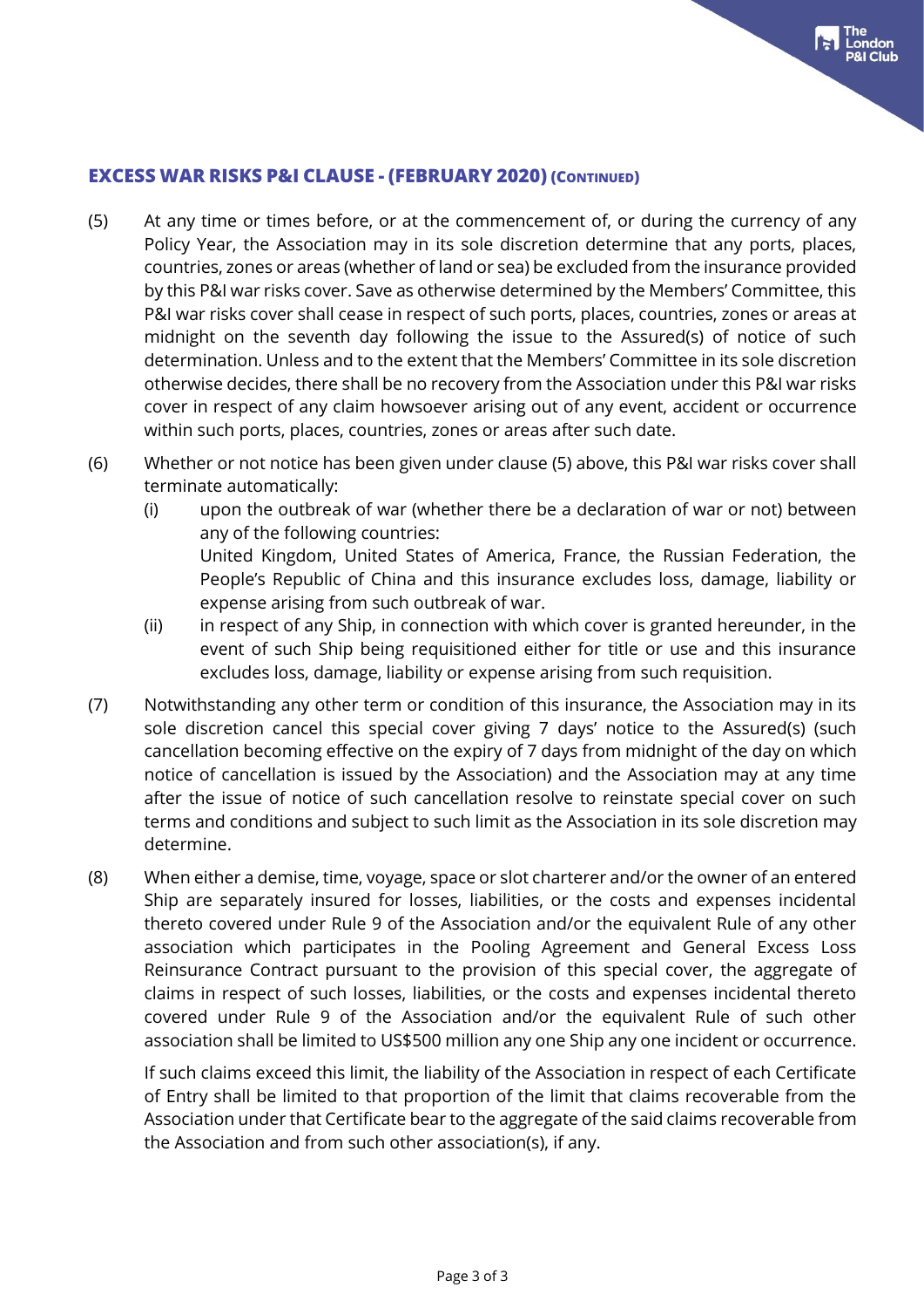## EXCESS WAR RISKS P&I CLAUSE - (FEBRUARY 2020) (CONTINUED)

(5) At any time or times before, or at the commencement of, or during the currency of any Policy Year, the Association may in its sole discretion determine that any ports, places, countries, zones or areas (whether of land or sea) be excluded from the insurance provided by this P&I war risks cover. Save as otherwise determined by the Members' Committee, this P&I war risks cover shall cease in respect of such ports, places, countries, zones or areas at midnight on the seventh day following the issue to the Assured(s) of notice of such determination. Unless and to the extent that the Members' Committee in its sole discretion otherwise decides, there shall be no recovery from the Association under this P&I war risks cover in respect of any claim howsoever arising out of any event, accident or occurrence within such ports, places, countries, zones or areas after such date.

(6) Whether or not notice has been given under clause (5) above, this P&I war risks cover shall terminate automatically:

- (i) upon the outbreak of war (whether there be a declaration of war or not) between any of the following countries:
  United Kingdom, United States of America, France, the Russian Federation, the People's Republic of China and this insurance excludes loss, damage, liability or expense arising from such outbreak of war.
- (ii) in respect of any Ship, in connection with which cover is granted hereunder, in the event of such Ship being requisitioned either for title or use and this insurance excludes loss, damage, liability or expense arising from such requisition.

(7) Notwithstanding any other term or condition of this insurance, the Association may in its sole discretion cancel this special cover giving 7 days' notice to the Assured(s) (such cancellation becoming effective on the expiry of 7 days from midnight of the day on which notice of cancellation is issued by the Association) and the Association may at any time after the issue of notice of such cancellation resolve to reinstate special cover on such terms and conditions and subject to such limit as the Association in its sole discretion may determine.

(8) When either a demise, time, voyage, space or slot charterer and/or the owner of an entered Ship are separately insured for losses, liabilities, or the costs and expenses incidental thereto covered under Rule 9 of the Association and/or the equivalent Rule of any other association which participates in the Pooling Agreement and General Excess Loss Reinsurance Contract pursuant to the provision of this special cover, the aggregate of claims in respect of such losses, liabilities, or the costs and expenses incidental thereto covered under Rule 9 of the Association and/or the equivalent Rule of such other association shall be limited to US$500 million any one Ship any one incident or occurrence.

If such claims exceed this limit, the liability of the Association in respect of each Certificate of Entry shall be limited to that proportion of the limit that claims recoverable from the Association under that Certificate bear to the aggregate of the said claims recoverable from the Association and from such other association(s), if any.